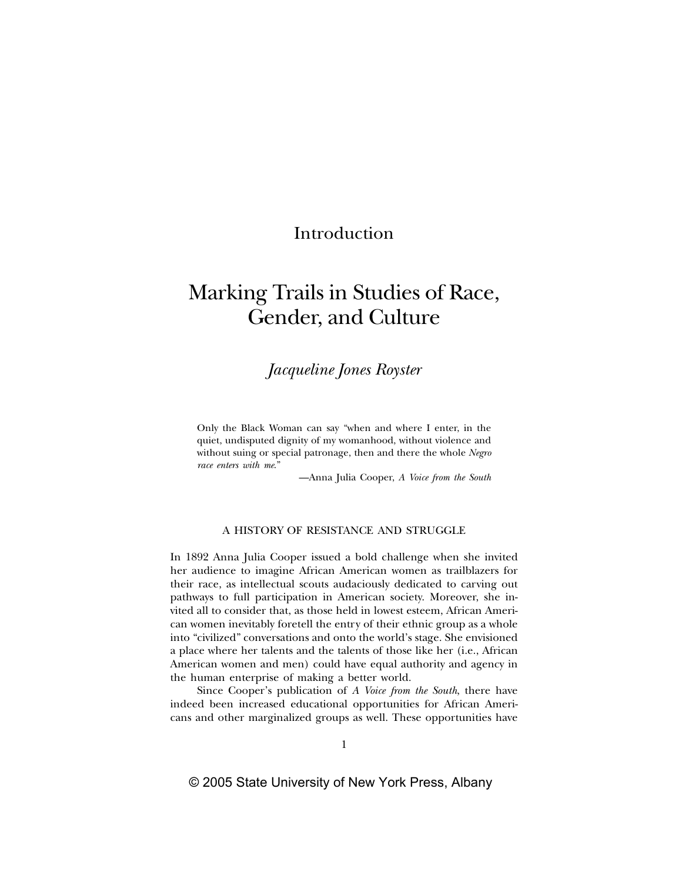# Introduction

## Marking Trails in Studies of Race, Gender, and Culture

*Jacqueline Jones Royster*

> Only the Black Woman can say "when and where I enter, in the quiet, undisputed dignity of my womanhood, without violence and without suing or special patronage, then and there the whole *Negro race enters with me.*"
>
> —Anna Julia Cooper, *A Voice from the South*

### A HISTORY OF RESISTANCE AND STRUGGLE

In 1892 Anna Julia Cooper issued a bold challenge when she invited her audience to imagine African American women as trailblazers for their race, as intellectual scouts audaciously dedicated to carving out pathways to full participation in American society. Moreover, she invited all to consider that, as those held in lowest esteem, African American women inevitably foretell the entry of their ethnic group as a whole into "civilized" conversations and onto the world's stage. She envisioned a place where her talents and the talents of those like her (i.e., African American women and men) could have equal authority and agency in the human enterprise of making a better world.

Since Cooper's publication of *A Voice from the South*, there have indeed been increased educational opportunities for African Americans and other marginalized groups as well. These opportunities have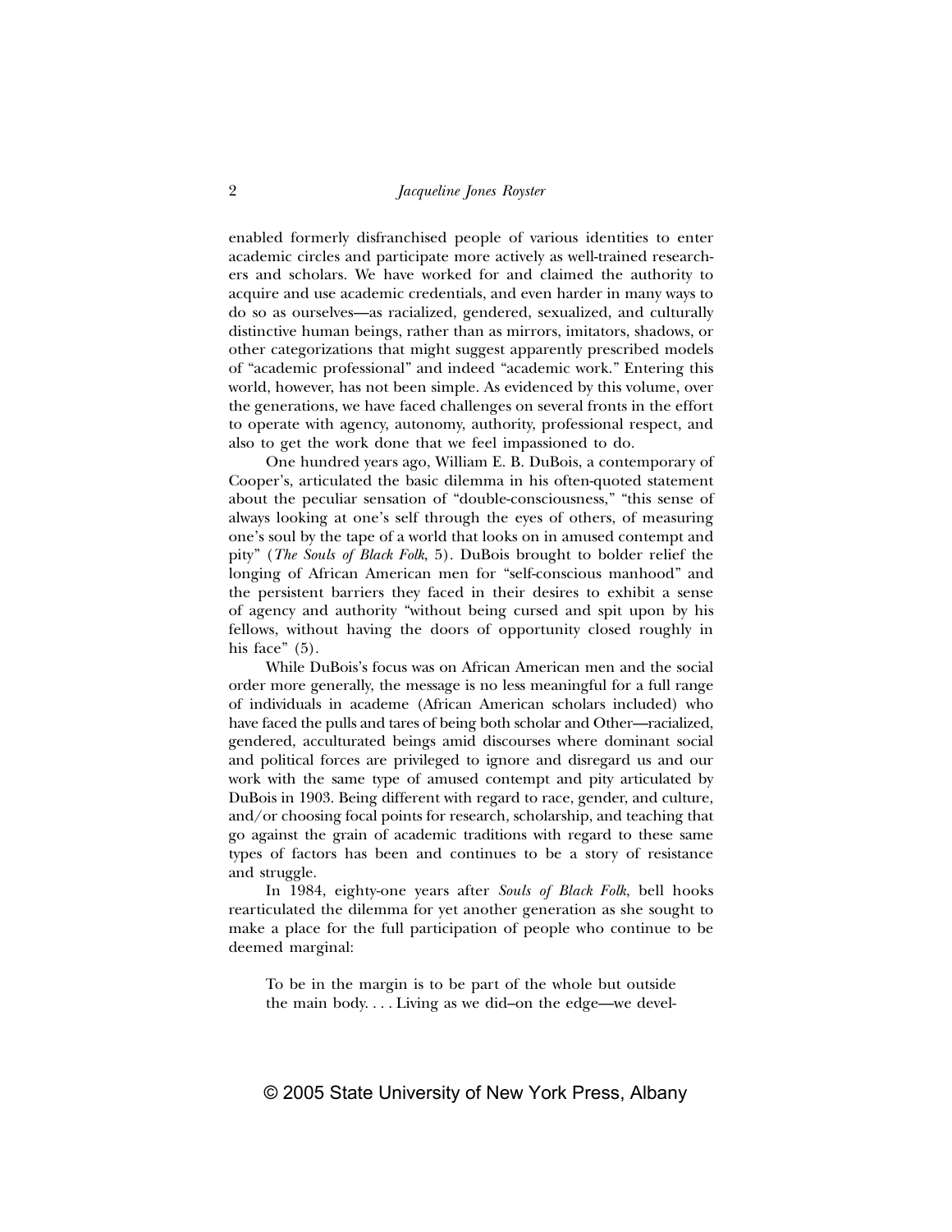enabled formerly disfranchised people of various identities to enter academic circles and participate more actively as well-trained researchers and scholars. We have worked for and claimed the authority to acquire and use academic credentials, and even harder in many ways to do so as ourselves—as racialized, gendered, sexualized, and culturally distinctive human beings, rather than as mirrors, imitators, shadows, or other categorizations that might suggest apparently prescribed models of "academic professional" and indeed "academic work." Entering this world, however, has not been simple. As evidenced by this volume, over the generations, we have faced challenges on several fronts in the effort to operate with agency, autonomy, authority, professional respect, and also to get the work done that we feel impassioned to do.

One hundred years ago, William E. B. DuBois, a contemporary of Cooper's, articulated the basic dilemma in his often-quoted statement about the peculiar sensation of "double-consciousness," "this sense of always looking at one's self through the eyes of others, of measuring one's soul by the tape of a world that looks on in amused contempt and pity" (*The Souls of Black Folk*, 5). DuBois brought to bolder relief the longing of African American men for "self-conscious manhood" and the persistent barriers they faced in their desires to exhibit a sense of agency and authority "without being cursed and spit upon by his fellows, without having the doors of opportunity closed roughly in his face" (5).

While DuBois's focus was on African American men and the social order more generally, the message is no less meaningful for a full range of individuals in academe (African American scholars included) who have faced the pulls and tares of being both scholar and Other—racialized, gendered, acculturated beings amid discourses where dominant social and political forces are privileged to ignore and disregard us and our work with the same type of amused contempt and pity articulated by DuBois in 1903. Being different with regard to race, gender, and culture, and/or choosing focal points for research, scholarship, and teaching that go against the grain of academic traditions with regard to these same types of factors has been and continues to be a story of resistance and struggle.

In 1984, eighty-one years after *Souls of Black Folk*, bell hooks rearticulated the dilemma for yet another generation as she sought to make a place for the full participation of people who continue to be deemed marginal:

> To be in the margin is to be part of the whole but outside the main body. . . . Living as we did–on the edge—we devel-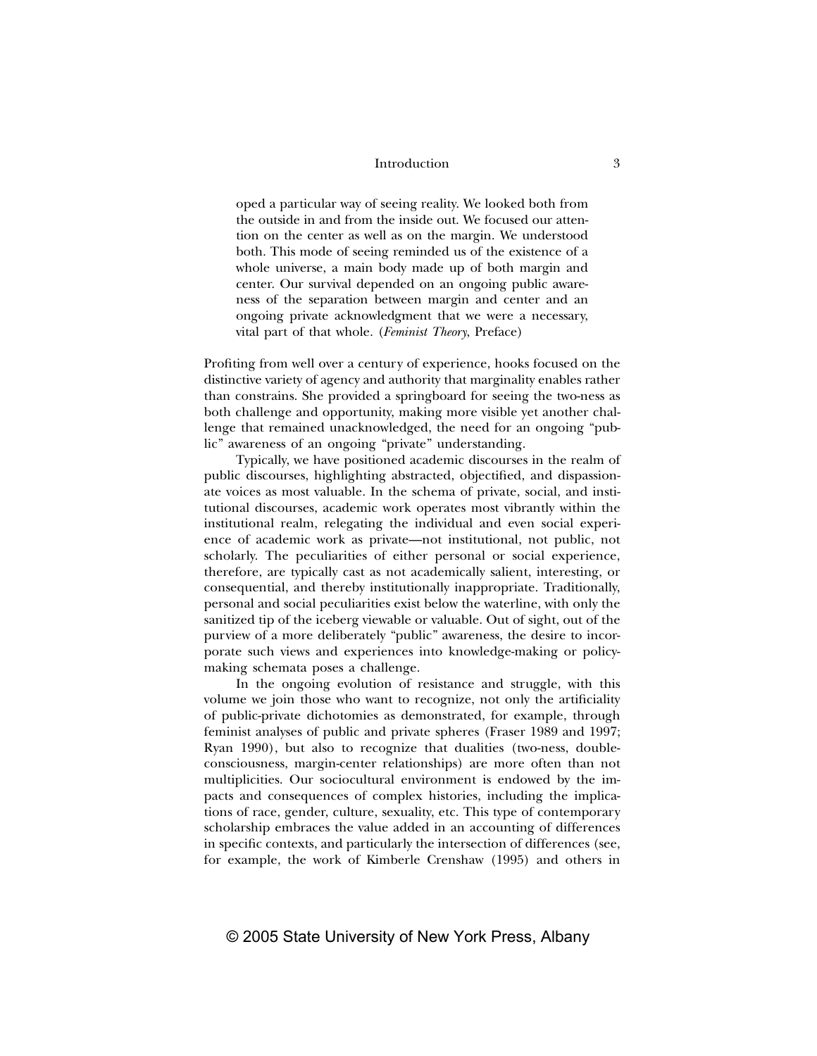> oped a particular way of seeing reality. We looked both from the outside in and from the inside out. We focused our attention on the center as well as on the margin. We understood both. This mode of seeing reminded us of the existence of a whole universe, a main body made up of both margin and center. Our survival depended on an ongoing public awareness of the separation between margin and center and an ongoing private acknowledgment that we were a necessary, vital part of that whole. (*Feminist Theory*, Preface)

Profiting from well over a century of experience, hooks focused on the distinctive variety of agency and authority that marginality enables rather than constrains. She provided a springboard for seeing the two-ness as both challenge and opportunity, making more visible yet another challenge that remained unacknowledged, the need for an ongoing "public" awareness of an ongoing "private" understanding.

Typically, we have positioned academic discourses in the realm of public discourses, highlighting abstracted, objectified, and dispassionate voices as most valuable. In the schema of private, social, and institutional discourses, academic work operates most vibrantly within the institutional realm, relegating the individual and even social experience of academic work as private—not institutional, not public, not scholarly. The peculiarities of either personal or social experience, therefore, are typically cast as not academically salient, interesting, or consequential, and thereby institutionally inappropriate. Traditionally, personal and social peculiarities exist below the waterline, with only the sanitized tip of the iceberg viewable or valuable. Out of sight, out of the purview of a more deliberately "public" awareness, the desire to incorporate such views and experiences into knowledge-making or policy-making schemata poses a challenge.

In the ongoing evolution of resistance and struggle, with this volume we join those who want to recognize, not only the artificiality of public-private dichotomies as demonstrated, for example, through feminist analyses of public and private spheres (Fraser 1989 and 1997; Ryan 1990), but also to recognize that dualities (two-ness, double-consciousness, margin-center relationships) are more often than not multiplicities. Our sociocultural environment is endowed by the impacts and consequences of complex histories, including the implications of race, gender, culture, sexuality, etc. This type of contemporary scholarship embraces the value added in an accounting of differences in specific contexts, and particularly the intersection of differences (see, for example, the work of Kimberle Crenshaw (1995) and others in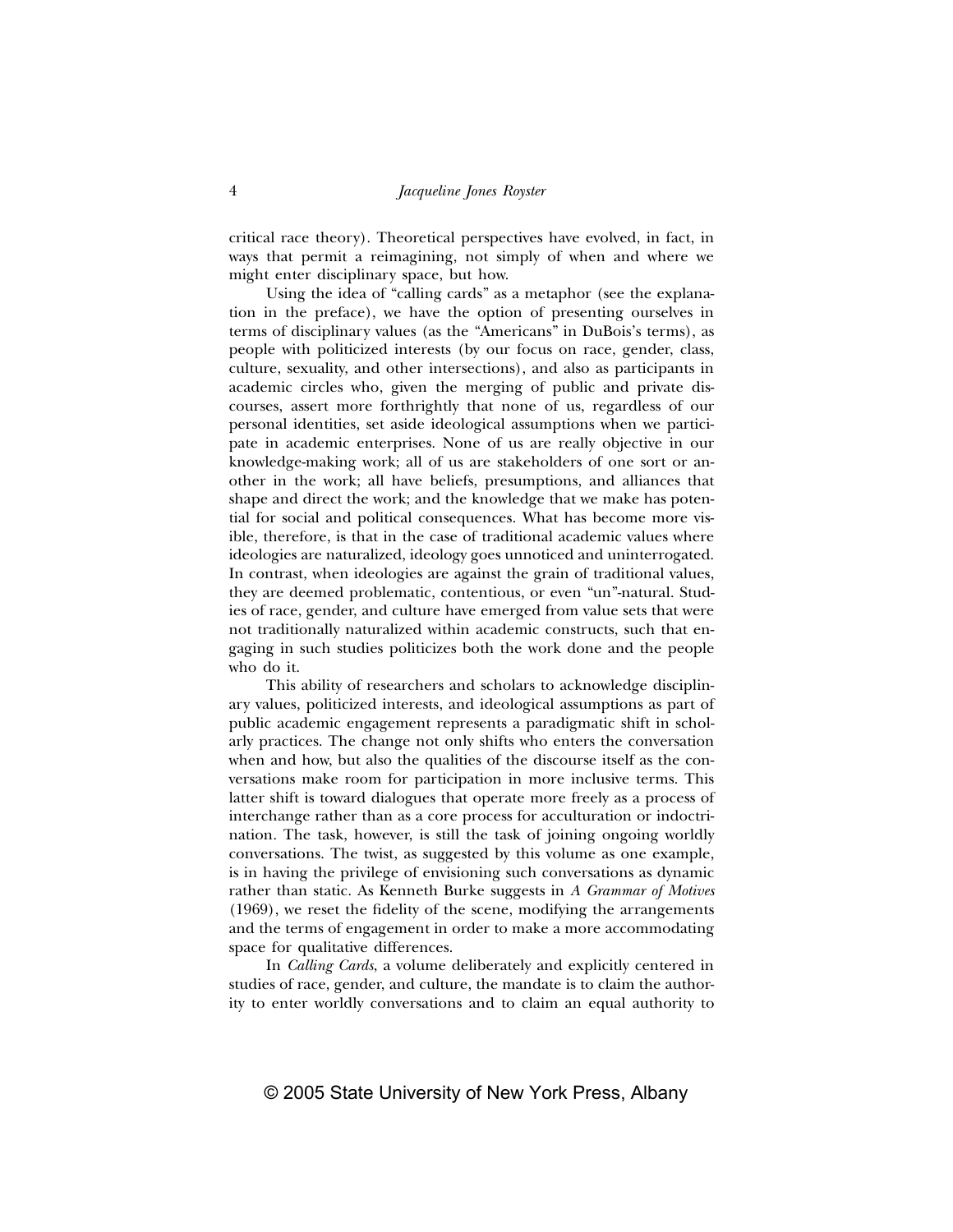critical race theory). Theoretical perspectives have evolved, in fact, in ways that permit a reimagining, not simply of when and where we might enter disciplinary space, but how.

Using the idea of "calling cards" as a metaphor (see the explanation in the preface), we have the option of presenting ourselves in terms of disciplinary values (as the "Americans" in DuBois's terms), as people with politicized interests (by our focus on race, gender, class, culture, sexuality, and other intersections), and also as participants in academic circles who, given the merging of public and private discourses, assert more forthrightly that none of us, regardless of our personal identities, set aside ideological assumptions when we participate in academic enterprises. None of us are really objective in our knowledge-making work; all of us are stakeholders of one sort or another in the work; all have beliefs, presumptions, and alliances that shape and direct the work; and the knowledge that we make has potential for social and political consequences. What has become more visible, therefore, is that in the case of traditional academic values where ideologies are naturalized, ideology goes unnoticed and uninterrogated. In contrast, when ideologies are against the grain of traditional values, they are deemed problematic, contentious, or even "un"-natural. Studies of race, gender, and culture have emerged from value sets that were not traditionally naturalized within academic constructs, such that engaging in such studies politicizes both the work done and the people who do it.

This ability of researchers and scholars to acknowledge disciplinary values, politicized interests, and ideological assumptions as part of public academic engagement represents a paradigmatic shift in scholarly practices. The change not only shifts who enters the conversation when and how, but also the qualities of the discourse itself as the conversations make room for participation in more inclusive terms. This latter shift is toward dialogues that operate more freely as a process of interchange rather than as a core process for acculturation or indoctrination. The task, however, is still the task of joining ongoing worldly conversations. The twist, as suggested by this volume as one example, is in having the privilege of envisioning such conversations as dynamic rather than static. As Kenneth Burke suggests in *A Grammar of Motives* (1969), we reset the fidelity of the scene, modifying the arrangements and the terms of engagement in order to make a more accommodating space for qualitative differences.

In *Calling Cards*, a volume deliberately and explicitly centered in studies of race, gender, and culture, the mandate is to claim the authority to enter worldly conversations and to claim an equal authority to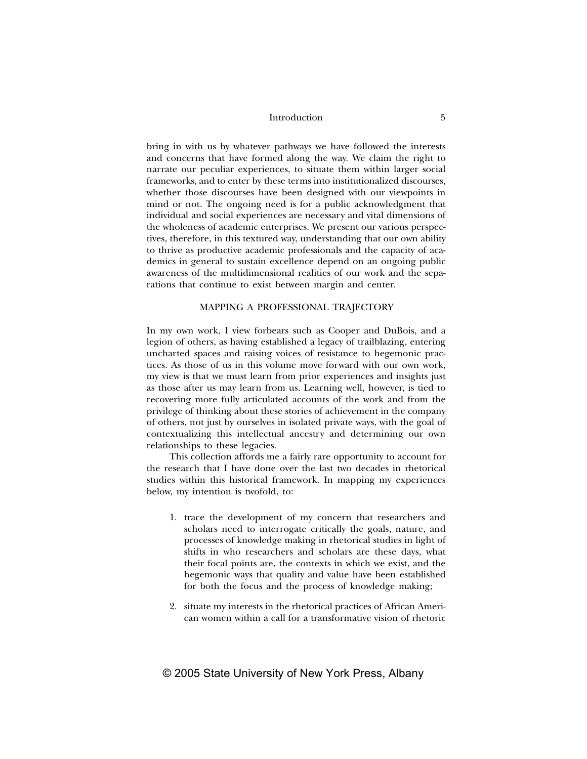bring in with us by whatever pathways we have followed the interests and concerns that have formed along the way. We claim the right to narrate our peculiar experiences, to situate them within larger social frameworks, and to enter by these terms into institutionalized discourses, whether those discourses have been designed with our viewpoints in mind or not. The ongoing need is for a public acknowledgment that individual and social experiences are necessary and vital dimensions of the wholeness of academic enterprises. We present our various perspectives, therefore, in this textured way, understanding that our own ability to thrive as productive academic professionals and the capacity of academics in general to sustain excellence depend on an ongoing public awareness of the multidimensional realities of our work and the separations that continue to exist between margin and center.

## MAPPING A PROFESSIONAL TRAJECTORY

In my own work, I view forbears such as Cooper and DuBois, and a legion of others, as having established a legacy of trailblazing, entering uncharted spaces and raising voices of resistance to hegemonic practices. As those of us in this volume move forward with our own work, my view is that we must learn from prior experiences and insights just as those after us may learn from us. Learning well, however, is tied to recovering more fully articulated accounts of the work and from the privilege of thinking about these stories of achievement in the company of others, not just by ourselves in isolated private ways, with the goal of contextualizing this intellectual ancestry and determining our own relationships to these legacies.

This collection affords me a fairly rare opportunity to account for the research that I have done over the last two decades in rhetorical studies within this historical framework. In mapping my experiences below, my intention is twofold, to:

1. trace the development of my concern that researchers and scholars need to interrogate critically the goals, nature, and processes of knowledge making in rhetorical studies in light of shifts in who researchers and scholars are these days, what their focal points are, the contexts in which we exist, and the hegemonic ways that quality and value have been established for both the focus and the process of knowledge making;

2. situate my interests in the rhetorical practices of African American women within a call for a transformative vision of rhetoric

© 2005 State University of New York Press, Albany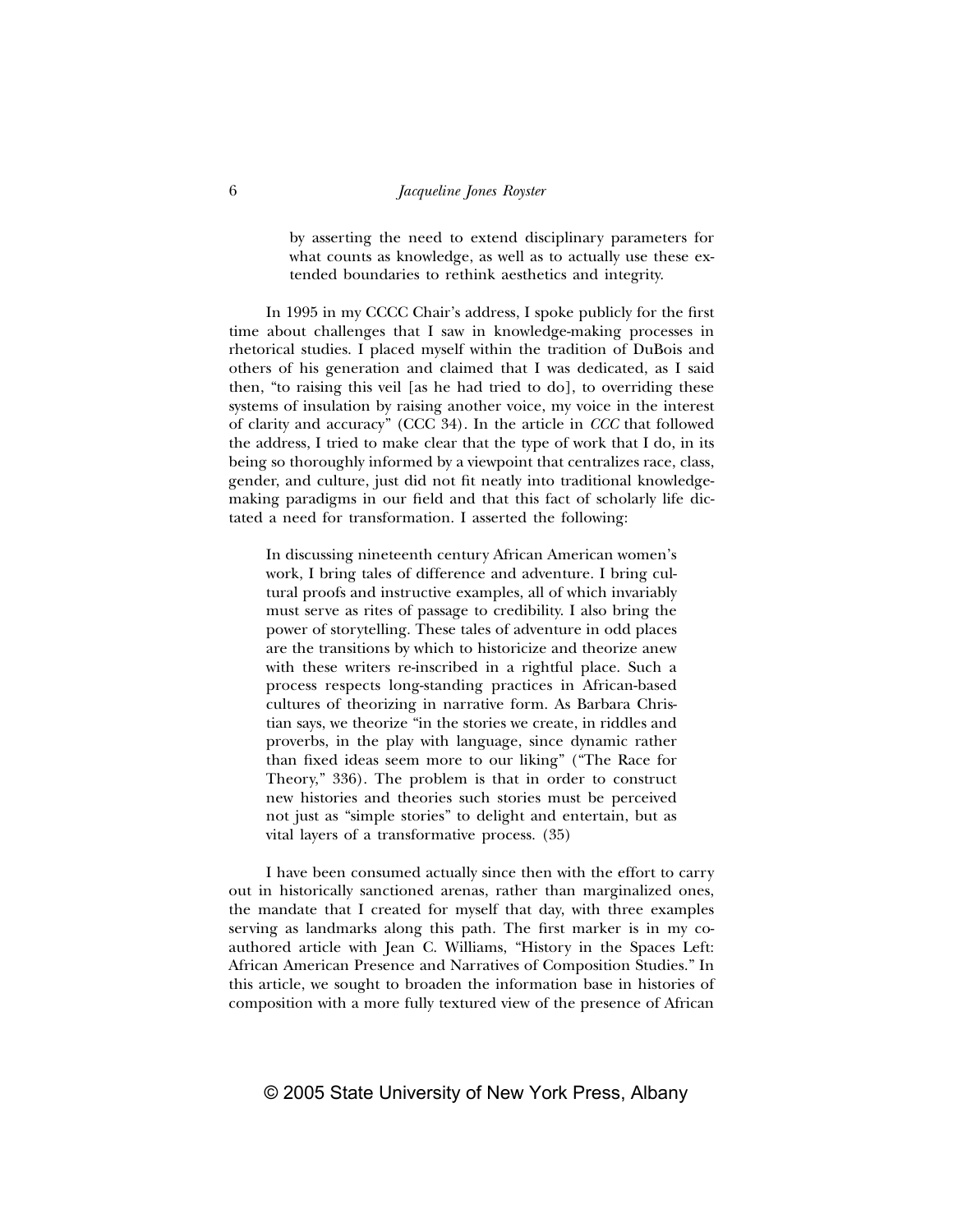by asserting the need to extend disciplinary parameters for what counts as knowledge, as well as to actually use these extended boundaries to rethink aesthetics and integrity.

In 1995 in my CCCC Chair's address, I spoke publicly for the first time about challenges that I saw in knowledge-making processes in rhetorical studies. I placed myself within the tradition of DuBois and others of his generation and claimed that I was dedicated, as I said then, "to raising this veil [as he had tried to do], to overriding these systems of insulation by raising another voice, my voice in the interest of clarity and accuracy" (CCC 34). In the article in *CCC* that followed the address, I tried to make clear that the type of work that I do, in its being so thoroughly informed by a viewpoint that centralizes race, class, gender, and culture, just did not fit neatly into traditional knowledge-making paradigms in our field and that this fact of scholarly life dictated a need for transformation. I asserted the following:

> In discussing nineteenth century African American women's work, I bring tales of difference and adventure. I bring cultural proofs and instructive examples, all of which invariably must serve as rites of passage to credibility. I also bring the power of storytelling. These tales of adventure in odd places are the transitions by which to historicize and theorize anew with these writers re-inscribed in a rightful place. Such a process respects long-standing practices in African-based cultures of theorizing in narrative form. As Barbara Christian says, we theorize "in the stories we create, in riddles and proverbs, in the play with language, since dynamic rather than fixed ideas seem more to our liking" ("The Race for Theory," 336). The problem is that in order to construct new histories and theories such stories must be perceived not just as "simple stories" to delight and entertain, but as vital layers of a transformative process. (35)

I have been consumed actually since then with the effort to carry out in historically sanctioned arenas, rather than marginalized ones, the mandate that I created for myself that day, with three examples serving as landmarks along this path. The first marker is in my co-authored article with Jean C. Williams, "History in the Spaces Left: African American Presence and Narratives of Composition Studies." In this article, we sought to broaden the information base in histories of composition with a more fully textured view of the presence of African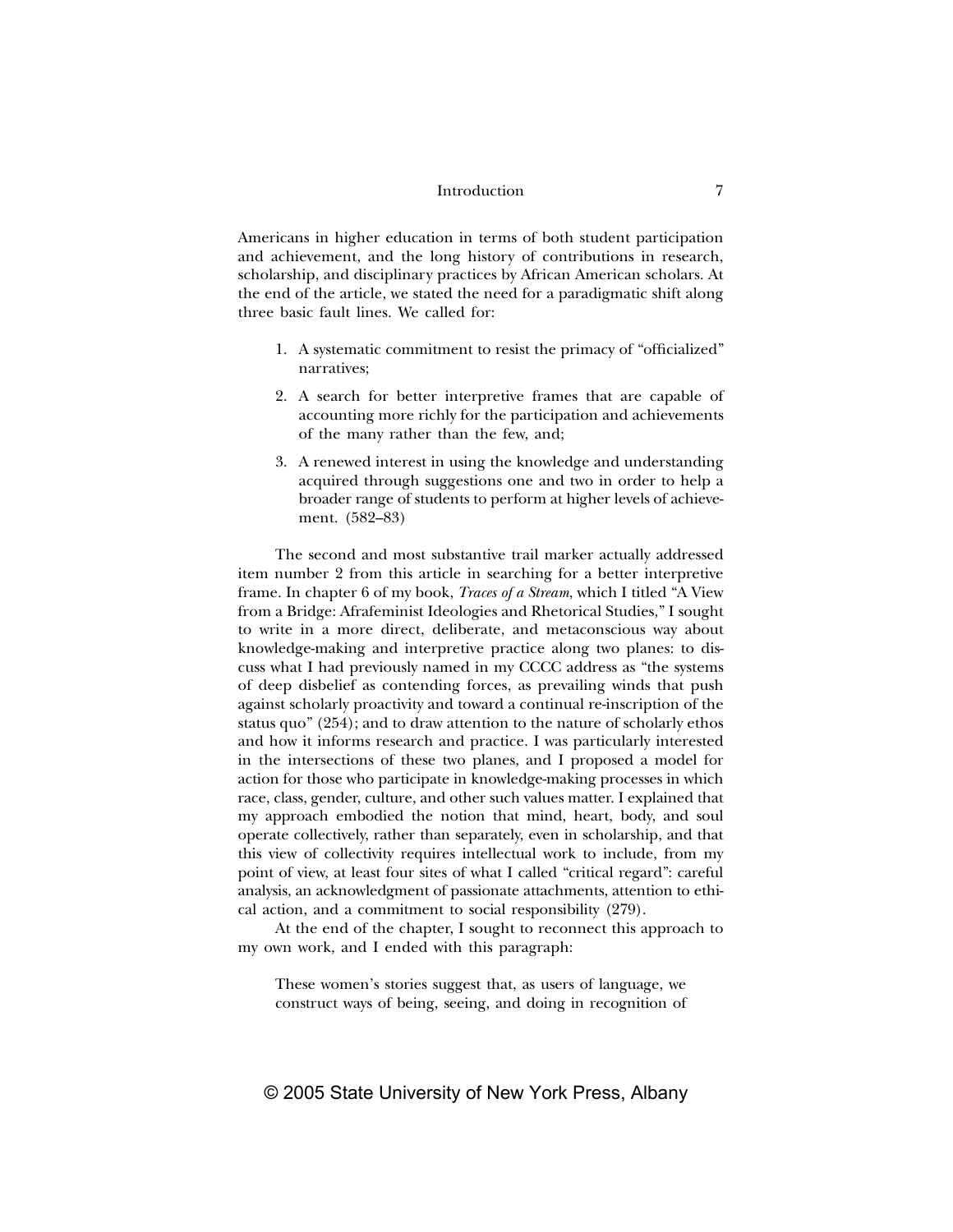Americans in higher education in terms of both student participation and achievement, and the long history of contributions in research, scholarship, and disciplinary practices by African American scholars. At the end of the article, we stated the need for a paradigmatic shift along three basic fault lines. We called for:

> 1. A systematic commitment to resist the primacy of "officialized" narratives;
> 2. A search for better interpretive frames that are capable of accounting more richly for the participation and achievements of the many rather than the few, and;
> 3. A renewed interest in using the knowledge and understanding acquired through suggestions one and two in order to help a broader range of students to perform at higher levels of achievement. (582–83)

The second and most substantive trail marker actually addressed item number 2 from this article in searching for a better interpretive frame. In chapter 6 of my book, *Traces of a Stream*, which I titled "A View from a Bridge: Afrafeminist Ideologies and Rhetorical Studies," I sought to write in a more direct, deliberate, and metaconscious way about knowledge-making and interpretive practice along two planes: to discuss what I had previously named in my CCCC address as "the systems of deep disbelief as contending forces, as prevailing winds that push against scholarly proactivity and toward a continual re-inscription of the status quo" (254); and to draw attention to the nature of scholarly ethos and how it informs research and practice. I was particularly interested in the intersections of these two planes, and I proposed a model for action for those who participate in knowledge-making processes in which race, class, gender, culture, and other such values matter. I explained that my approach embodied the notion that mind, heart, body, and soul operate collectively, rather than separately, even in scholarship, and that this view of collectivity requires intellectual work to include, from my point of view, at least four sites of what I called "critical regard": careful analysis, an acknowledgment of passionate attachments, attention to ethical action, and a commitment to social responsibility (279).

At the end of the chapter, I sought to reconnect this approach to my own work, and I ended with this paragraph:

> These women's stories suggest that, as users of language, we construct ways of being, seeing, and doing in recognition of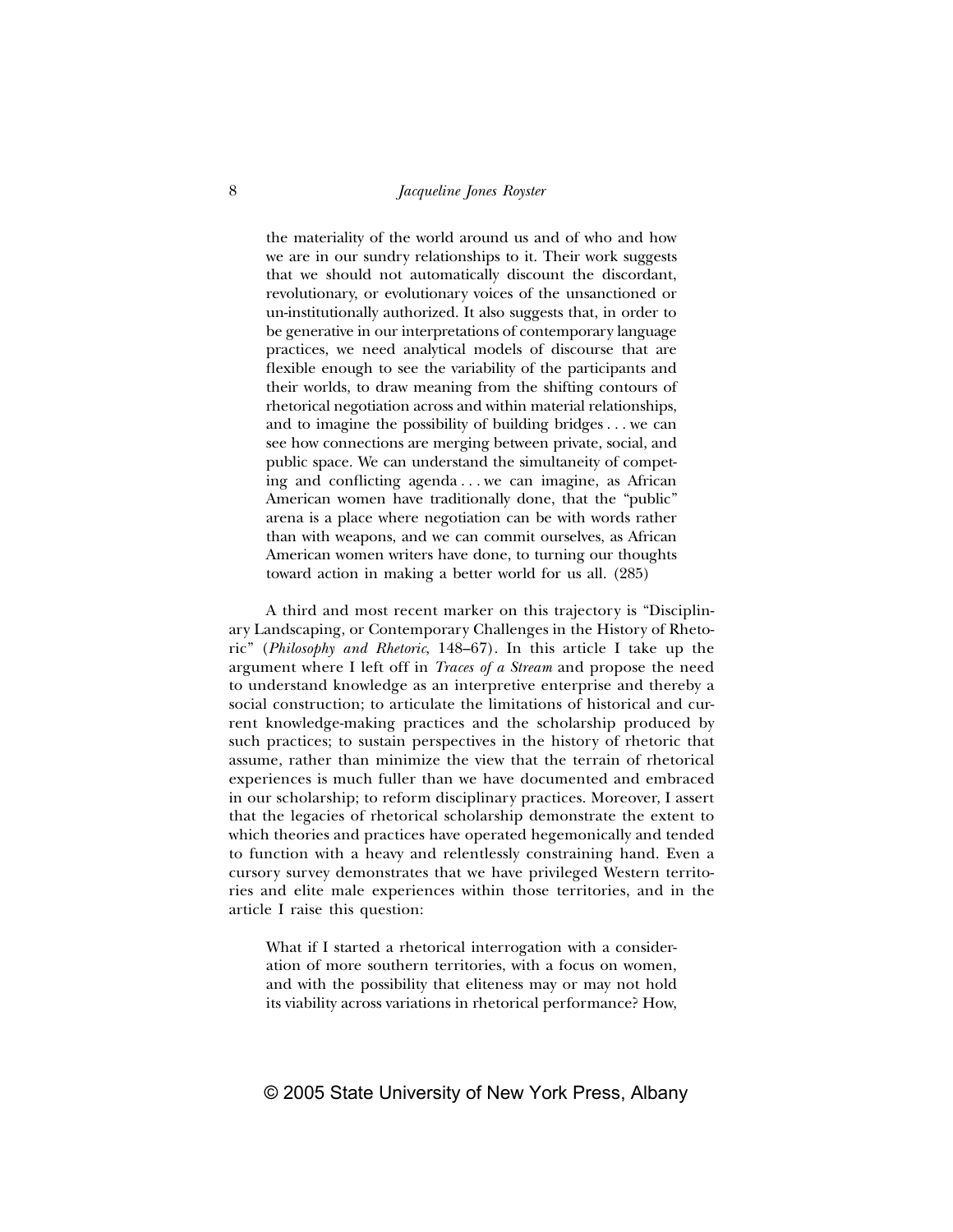> the materiality of the world around us and of who and how we are in our sundry relationships to it. Their work suggests that we should not automatically discount the discordant, revolutionary, or evolutionary voices of the unsanctioned or un-institutionally authorized. It also suggests that, in order to be generative in our interpretations of contemporary language practices, we need analytical models of discourse that are flexible enough to see the variability of the participants and their worlds, to draw meaning from the shifting contours of rhetorical negotiation across and within material relationships, and to imagine the possibility of building bridges . . . we can see how connections are merging between private, social, and public space. We can understand the simultaneity of competing and conflicting agenda . . . we can imagine, as African American women have traditionally done, that the "public" arena is a place where negotiation can be with words rather than with weapons, and we can commit ourselves, as African American women writers have done, to turning our thoughts toward action in making a better world for us all. (285)

A third and most recent marker on this trajectory is "Disciplinary Landscaping, or Contemporary Challenges in the History of Rhetoric" (*Philosophy and Rhetoric*, 148–67). In this article I take up the argument where I left off in *Traces of a Stream* and propose the need to understand knowledge as an interpretive enterprise and thereby a social construction; to articulate the limitations of historical and current knowledge-making practices and the scholarship produced by such practices; to sustain perspectives in the history of rhetoric that assume, rather than minimize the view that the terrain of rhetorical experiences is much fuller than we have documented and embraced in our scholarship; to reform disciplinary practices. Moreover, I assert that the legacies of rhetorical scholarship demonstrate the extent to which theories and practices have operated hegemonically and tended to function with a heavy and relentlessly constraining hand. Even a cursory survey demonstrates that we have privileged Western territories and elite male experiences within those territories, and in the article I raise this question:

> What if I started a rhetorical interrogation with a consideration of more southern territories, with a focus on women, and with the possibility that eliteness may or may not hold its viability across variations in rhetorical performance? How,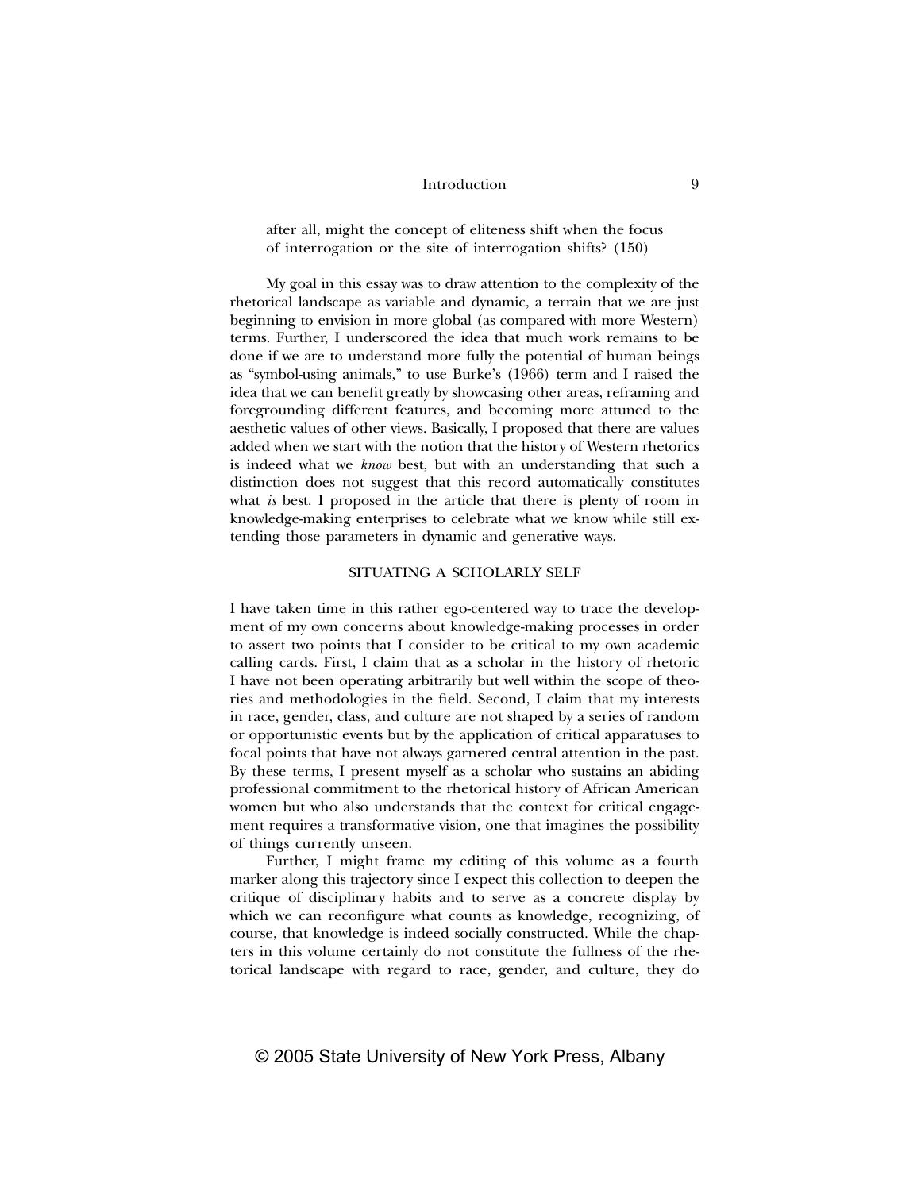after all, might the concept of eliteness shift when the focus of interrogation or the site of interrogation shifts? (150)

My goal in this essay was to draw attention to the complexity of the rhetorical landscape as variable and dynamic, a terrain that we are just beginning to envision in more global (as compared with more Western) terms. Further, I underscored the idea that much work remains to be done if we are to understand more fully the potential of human beings as "symbol-using animals," to use Burke's (1966) term and I raised the idea that we can benefit greatly by showcasing other areas, reframing and foregrounding different features, and becoming more attuned to the aesthetic values of other views. Basically, I proposed that there are values added when we start with the notion that the history of Western rhetorics is indeed what we *know* best, but with an understanding that such a distinction does not suggest that this record automatically constitutes what *is* best. I proposed in the article that there is plenty of room in knowledge-making enterprises to celebrate what we know while still extending those parameters in dynamic and generative ways.

## SITUATING A SCHOLARLY SELF

I have taken time in this rather ego-centered way to trace the development of my own concerns about knowledge-making processes in order to assert two points that I consider to be critical to my own academic calling cards. First, I claim that as a scholar in the history of rhetoric I have not been operating arbitrarily but well within the scope of theories and methodologies in the field. Second, I claim that my interests in race, gender, class, and culture are not shaped by a series of random or opportunistic events but by the application of critical apparatuses to focal points that have not always garnered central attention in the past. By these terms, I present myself as a scholar who sustains an abiding professional commitment to the rhetorical history of African American women but who also understands that the context for critical engagement requires a transformative vision, one that imagines the possibility of things currently unseen.

Further, I might frame my editing of this volume as a fourth marker along this trajectory since I expect this collection to deepen the critique of disciplinary habits and to serve as a concrete display by which we can reconfigure what counts as knowledge, recognizing, of course, that knowledge is indeed socially constructed. While the chapters in this volume certainly do not constitute the fullness of the rhetorical landscape with regard to race, gender, and culture, they do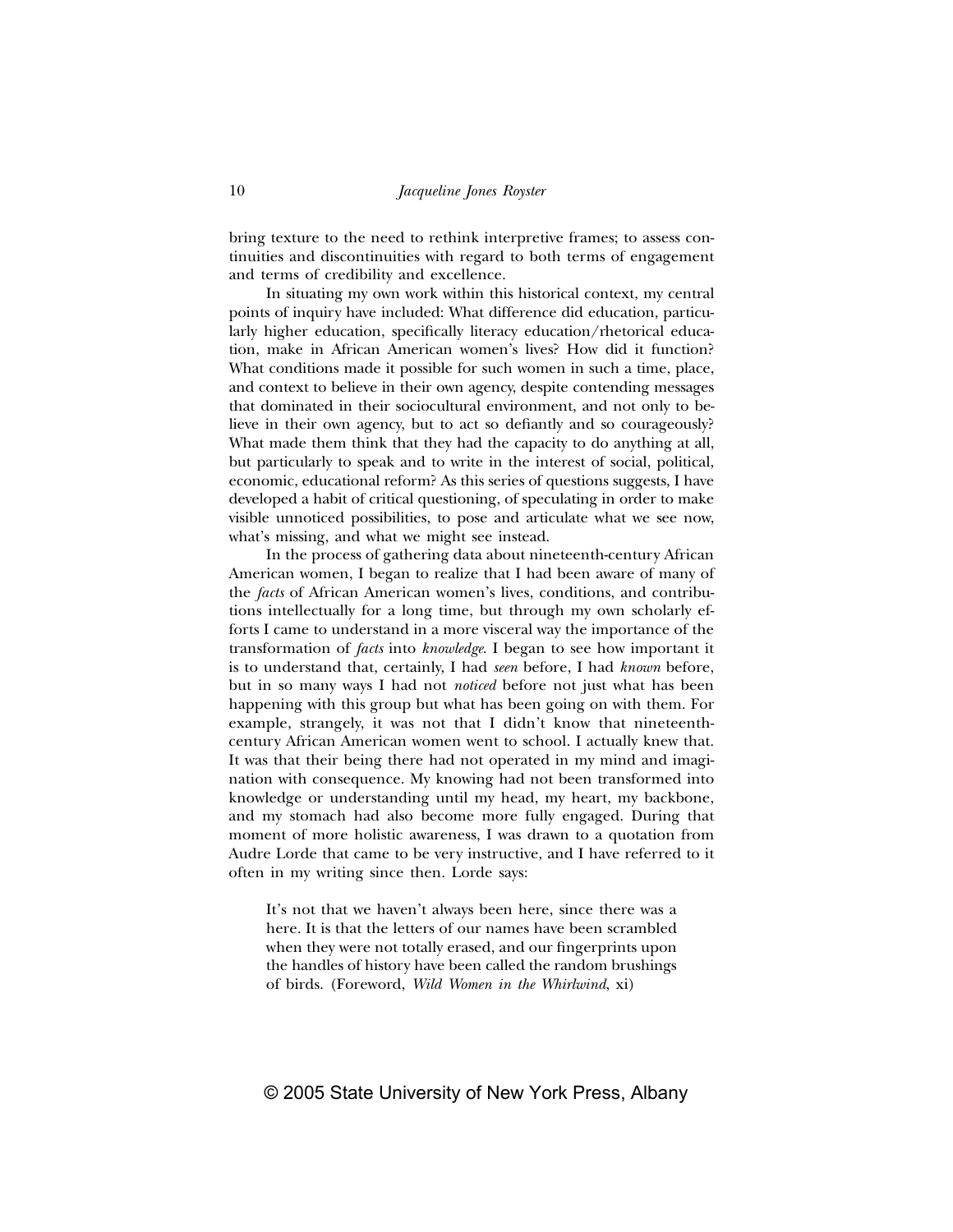bring texture to the need to rethink interpretive frames; to assess continuities and discontinuities with regard to both terms of engagement and terms of credibility and excellence.

In situating my own work within this historical context, my central points of inquiry have included: What difference did education, particularly higher education, specifically literacy education/rhetorical education, make in African American women's lives? How did it function? What conditions made it possible for such women in such a time, place, and context to believe in their own agency, despite contending messages that dominated in their sociocultural environment, and not only to believe in their own agency, but to act so defiantly and so courageously? What made them think that they had the capacity to do anything at all, but particularly to speak and to write in the interest of social, political, economic, educational reform? As this series of questions suggests, I have developed a habit of critical questioning, of speculating in order to make visible unnoticed possibilities, to pose and articulate what we see now, what's missing, and what we might see instead.

In the process of gathering data about nineteenth-century African American women, I began to realize that I had been aware of many of the *facts* of African American women's lives, conditions, and contributions intellectually for a long time, but through my own scholarly efforts I came to understand in a more visceral way the importance of the transformation of *facts* into *knowledge*. I began to see how important it is to understand that, certainly, I had *seen* before, I had *known* before, but in so many ways I had not *noticed* before not just what has been happening with this group but what has been going on with them. For example, strangely, it was not that I didn't know that nineteenth-century African American women went to school. I actually knew that. It was that their being there had not operated in my mind and imagination with consequence. My knowing had not been transformed into knowledge or understanding until my head, my heart, my backbone, and my stomach had also become more fully engaged. During that moment of more holistic awareness, I was drawn to a quotation from Audre Lorde that came to be very instructive, and I have referred to it often in my writing since then. Lorde says:

> It's not that we haven't always been here, since there was a here. It is that the letters of our names have been scrambled when they were not totally erased, and our fingerprints upon the handles of history have been called the random brushings of birds. (Foreword, *Wild Women in the Whirlwind*, xi)

© 2005 State University of New York Press, Albany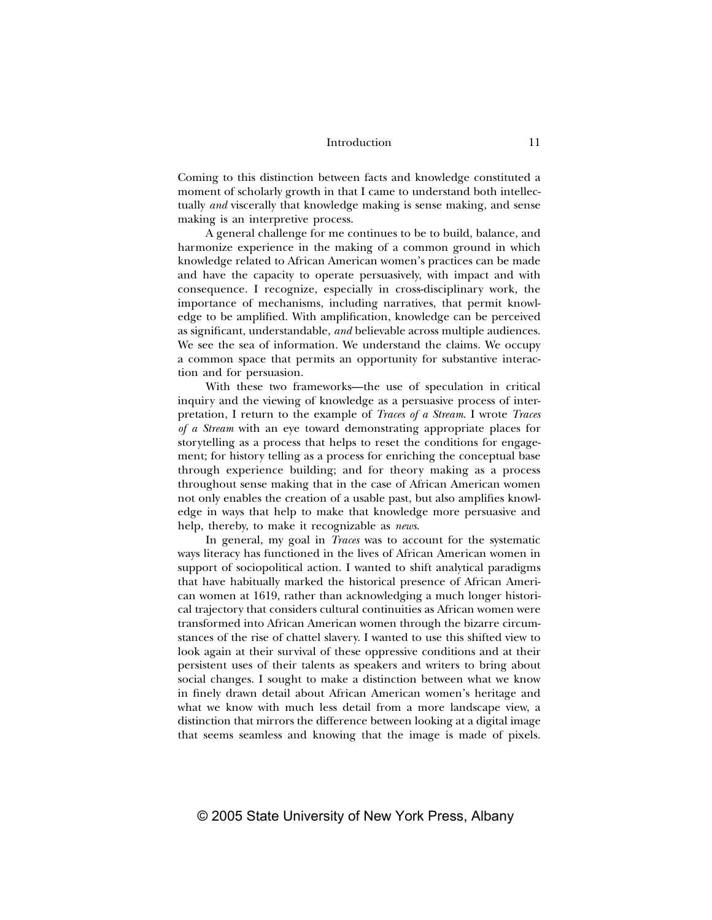Coming to this distinction between facts and knowledge constituted a moment of scholarly growth in that I came to understand both intellectually *and* viscerally that knowledge making is sense making, and sense making is an interpretive process.

A general challenge for me continues to be to build, balance, and harmonize experience in the making of a common ground in which knowledge related to African American women's practices can be made and have the capacity to operate persuasively, with impact and with consequence. I recognize, especially in cross-disciplinary work, the importance of mechanisms, including narratives, that permit knowledge to be amplified. With amplification, knowledge can be perceived as significant, understandable, *and* believable across multiple audiences. We see the sea of information. We understand the claims. We occupy a common space that permits an opportunity for substantive interaction and for persuasion.

With these two frameworks—the use of speculation in critical inquiry and the viewing of knowledge as a persuasive process of interpretation, I return to the example of *Traces of a Stream*. I wrote *Traces of a Stream* with an eye toward demonstrating appropriate places for storytelling as a process that helps to reset the conditions for engagement; for history telling as a process for enriching the conceptual base through experience building; and for theory making as a process throughout sense making that in the case of African American women not only enables the creation of a usable past, but also amplifies knowledge in ways that help to make that knowledge more persuasive and help, thereby, to make it recognizable as *news*.

In general, my goal in *Traces* was to account for the systematic ways literacy has functioned in the lives of African American women in support of sociopolitical action. I wanted to shift analytical paradigms that have habitually marked the historical presence of African American women at 1619, rather than acknowledging a much longer historical trajectory that considers cultural continuities as African women were transformed into African American women through the bizarre circumstances of the rise of chattel slavery. I wanted to use this shifted view to look again at their survival of these oppressive conditions and at their persistent uses of their talents as speakers and writers to bring about social changes. I sought to make a distinction between what we know in finely drawn detail about African American women's heritage and what we know with much less detail from a more landscape view, a distinction that mirrors the difference between looking at a digital image that seems seamless and knowing that the image is made of pixels.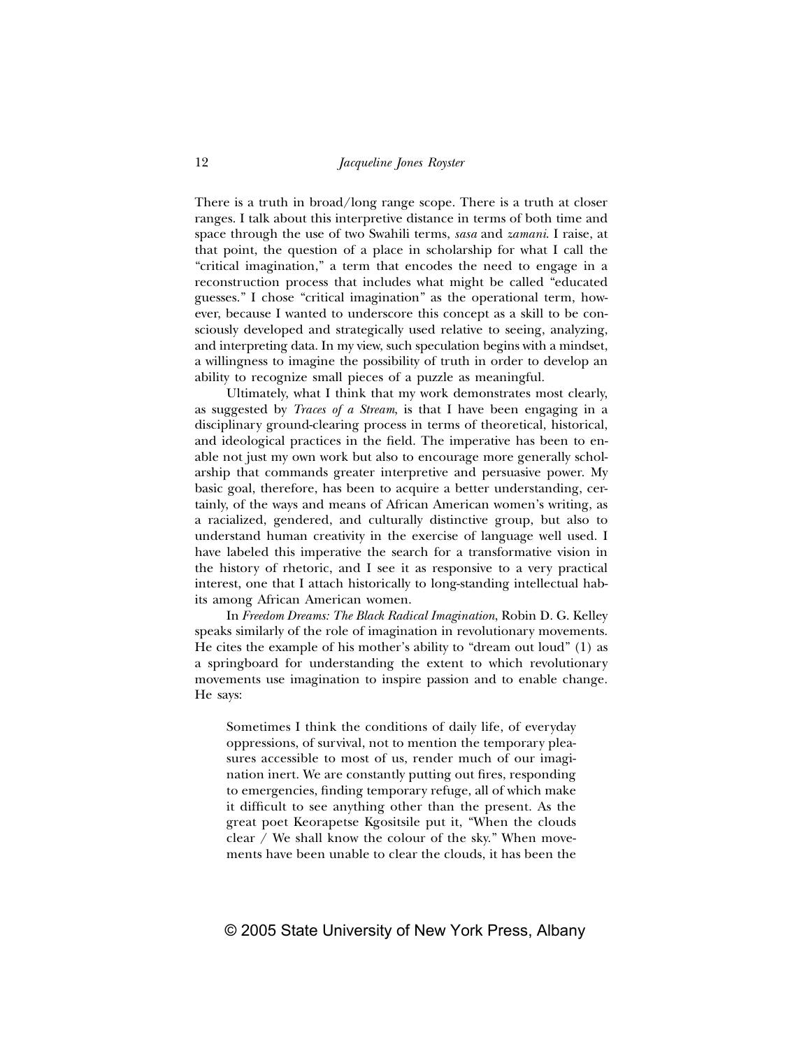There is a truth in broad/long range scope. There is a truth at closer ranges. I talk about this interpretive distance in terms of both time and space through the use of two Swahili terms, *sasa* and *zamani*. I raise, at that point, the question of a place in scholarship for what I call the "critical imagination," a term that encodes the need to engage in a reconstruction process that includes what might be called "educated guesses." I chose "critical imagination" as the operational term, however, because I wanted to underscore this concept as a skill to be consciously developed and strategically used relative to seeing, analyzing, and interpreting data. In my view, such speculation begins with a mindset, a willingness to imagine the possibility of truth in order to develop an ability to recognize small pieces of a puzzle as meaningful.

Ultimately, what I think that my work demonstrates most clearly, as suggested by *Traces of a Stream*, is that I have been engaging in a disciplinary ground-clearing process in terms of theoretical, historical, and ideological practices in the field. The imperative has been to enable not just my own work but also to encourage more generally scholarship that commands greater interpretive and persuasive power. My basic goal, therefore, has been to acquire a better understanding, certainly, of the ways and means of African American women's writing, as a racialized, gendered, and culturally distinctive group, but also to understand human creativity in the exercise of language well used. I have labeled this imperative the search for a transformative vision in the history of rhetoric, and I see it as responsive to a very practical interest, one that I attach historically to long-standing intellectual habits among African American women.

In *Freedom Dreams: The Black Radical Imagination*, Robin D. G. Kelley speaks similarly of the role of imagination in revolutionary movements. He cites the example of his mother's ability to "dream out loud" (1) as a springboard for understanding the extent to which revolutionary movements use imagination to inspire passion and to enable change. He says:

> Sometimes I think the conditions of daily life, of everyday oppressions, of survival, not to mention the temporary pleasures accessible to most of us, render much of our imagination inert. We are constantly putting out fires, responding to emergencies, finding temporary refuge, all of which make it difficult to see anything other than the present. As the great poet Keorapetse Kgositsile put it, "When the clouds clear / We shall know the colour of the sky." When movements have been unable to clear the clouds, it has been the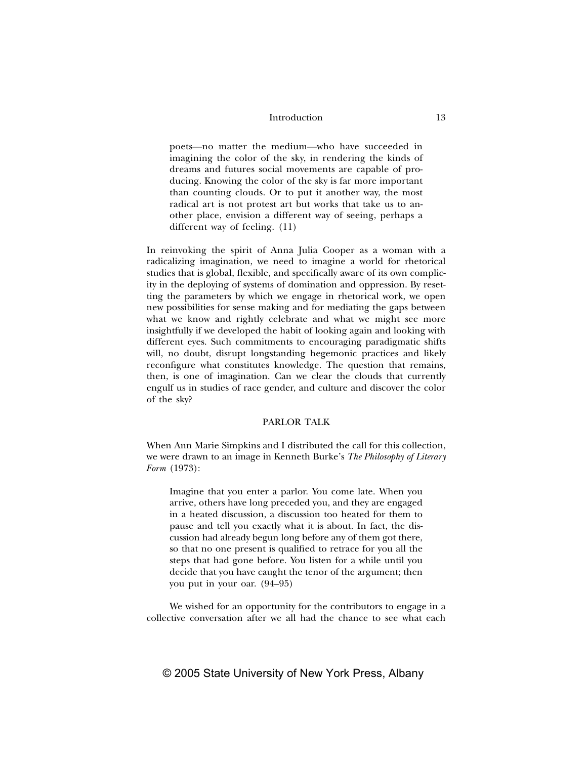> poets—no matter the medium—who have succeeded in imagining the color of the sky, in rendering the kinds of dreams and futures social movements are capable of producing. Knowing the color of the sky is far more important than counting clouds. Or to put it another way, the most radical art is not protest art but works that take us to another place, envision a different way of seeing, perhaps a different way of feeling. (11)

In reinvoking the spirit of Anna Julia Cooper as a woman with a radicalizing imagination, we need to imagine a world for rhetorical studies that is global, flexible, and specifically aware of its own complicity in the deploying of systems of domination and oppression. By resetting the parameters by which we engage in rhetorical work, we open new possibilities for sense making and for mediating the gaps between what we know and rightly celebrate and what we might see more insightfully if we developed the habit of looking again and looking with different eyes. Such commitments to encouraging paradigmatic shifts will, no doubt, disrupt longstanding hegemonic practices and likely reconfigure what constitutes knowledge. The question that remains, then, is one of imagination. Can we clear the clouds that currently engulf us in studies of race gender, and culture and discover the color of the sky?

## PARLOR TALK

When Ann Marie Simpkins and I distributed the call for this collection, we were drawn to an image in Kenneth Burke's *The Philosophy of Literary Form* (1973):

> Imagine that you enter a parlor. You come late. When you arrive, others have long preceded you, and they are engaged in a heated discussion, a discussion too heated for them to pause and tell you exactly what it is about. In fact, the discussion had already begun long before any of them got there, so that no one present is qualified to retrace for you all the steps that had gone before. You listen for a while until you decide that you have caught the tenor of the argument; then you put in your oar. (94–95)

We wished for an opportunity for the contributors to engage in a collective conversation after we all had the chance to see what each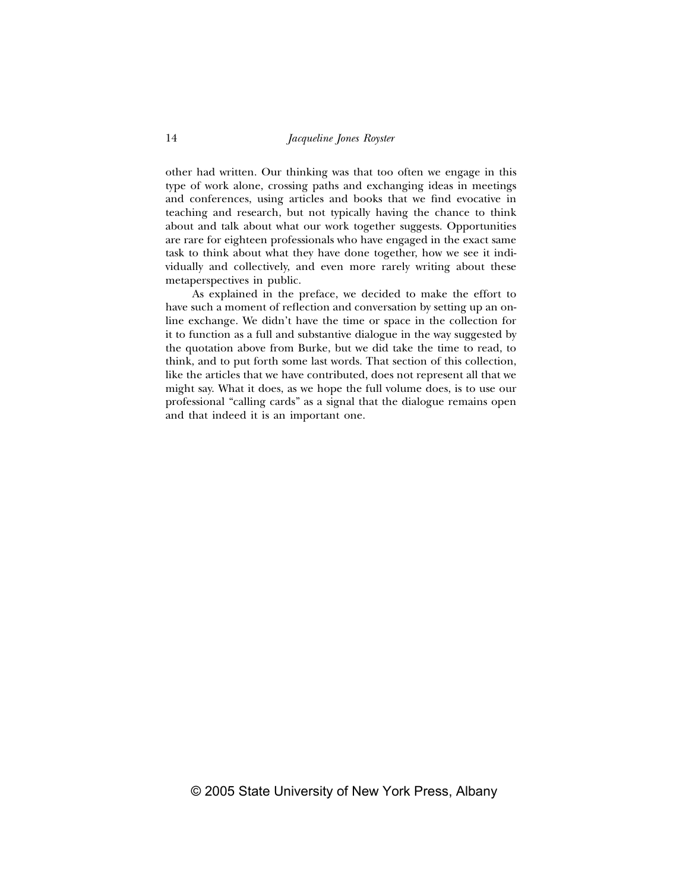other had written. Our thinking was that too often we engage in this type of work alone, crossing paths and exchanging ideas in meetings and conferences, using articles and books that we find evocative in teaching and research, but not typically having the chance to think about and talk about what our work together suggests. Opportunities are rare for eighteen professionals who have engaged in the exact same task to think about what they have done together, how we see it individually and collectively, and even more rarely writing about these metaperspectives in public.

As explained in the preface, we decided to make the effort to have such a moment of reflection and conversation by setting up an online exchange. We didn't have the time or space in the collection for it to function as a full and substantive dialogue in the way suggested by the quotation above from Burke, but we did take the time to read, to think, and to put forth some last words. That section of this collection, like the articles that we have contributed, does not represent all that we might say. What it does, as we hope the full volume does, is to use our professional "calling cards" as a signal that the dialogue remains open and that indeed it is an important one.

© 2005 State University of New York Press, Albany